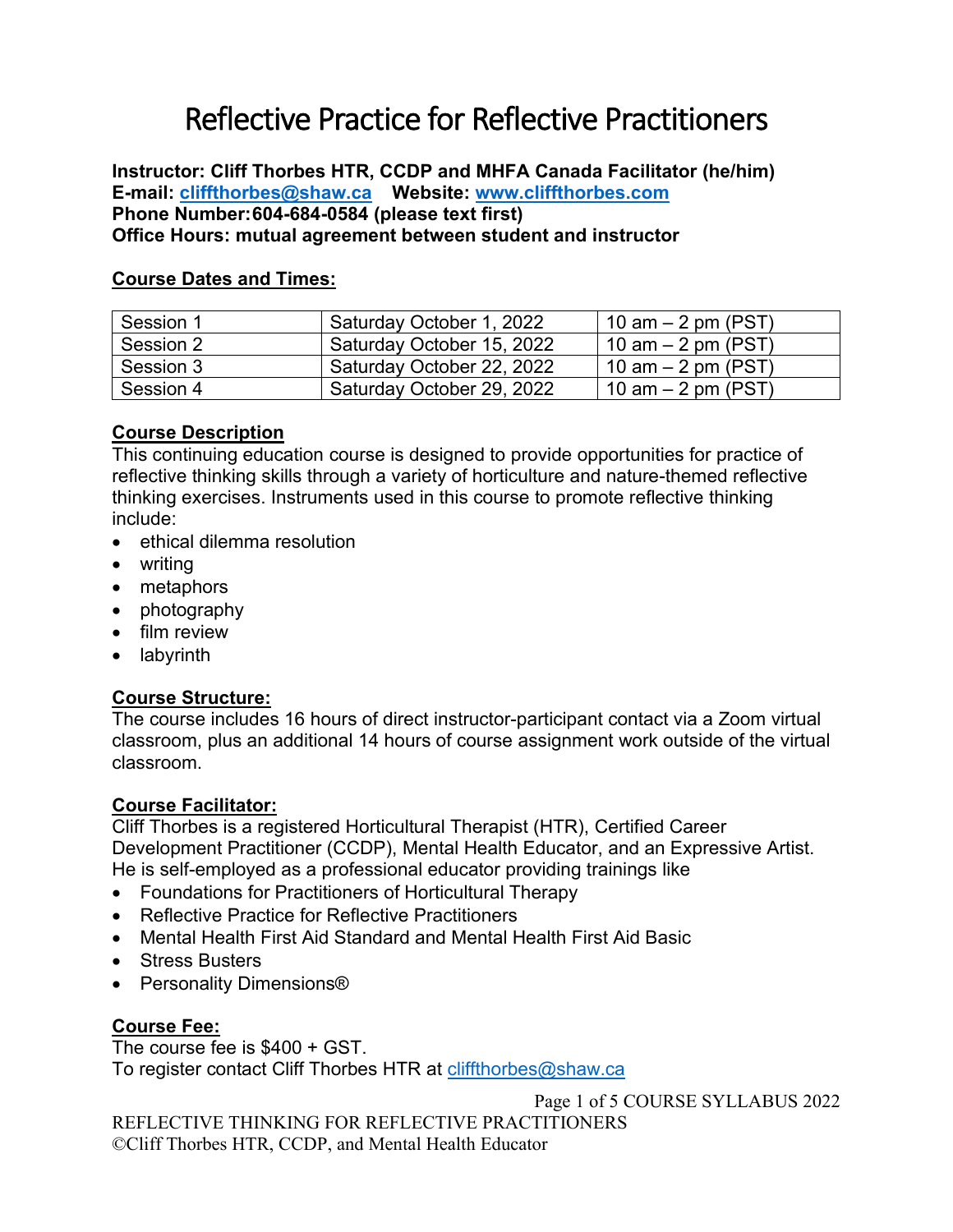# Reflective Practice for Reflective Practitioners

**Instructor: Cliff Thorbes HTR, CCDP and MHFA Canada Facilitator (he/him)**
**E-mail: [cliffthorbes@shaw.ca](mailto:cliffthorbes@shaw.ca) Website: [www.cliffthorbes.com](http://www.cliffthorbes.com)**
**Phone Number: 604-684-0584 (please text first)**
**Office Hours: mutual agreement between student and instructor**

## Course Dates and Times:

| Session 1 | Saturday October 1, 2022 | 10 am – 2 pm (PST) |
|---|---|---|
| Session 2 | Saturday October 15, 2022 | 10 am – 2 pm (PST) |
| Session 3 | Saturday October 22, 2022 | 10 am – 2 pm (PST) |
| Session 4 | Saturday October 29, 2022 | 10 am – 2 pm (PST) |

## Course Description

This continuing education course is designed to provide opportunities for practice of reflective thinking skills through a variety of horticulture and nature-themed reflective thinking exercises. Instruments used in this course to promote reflective thinking include:

- ethical dilemma resolution
- writing
- metaphors
- photography
- film review
- labyrinth

## Course Structure:

The course includes 16 hours of direct instructor-participant contact via a Zoom virtual classroom, plus an additional 14 hours of course assignment work outside of the virtual classroom.

## Course Facilitator:

Cliff Thorbes is a registered Horticultural Therapist (HTR), Certified Career Development Practitioner (CCDP), Mental Health Educator, and an Expressive Artist. He is self-employed as a professional educator providing trainings like

- Foundations for Practitioners of Horticultural Therapy
- Reflective Practice for Reflective Practitioners
- Mental Health First Aid Standard and Mental Health First Aid Basic
- Stress Busters
- Personality Dimensions®

## Course Fee:

The course fee is $400 + GST.
To register contact Cliff Thorbes HTR at [cliffthorbes@shaw.ca](mailto:cliffthorbes@shaw.ca)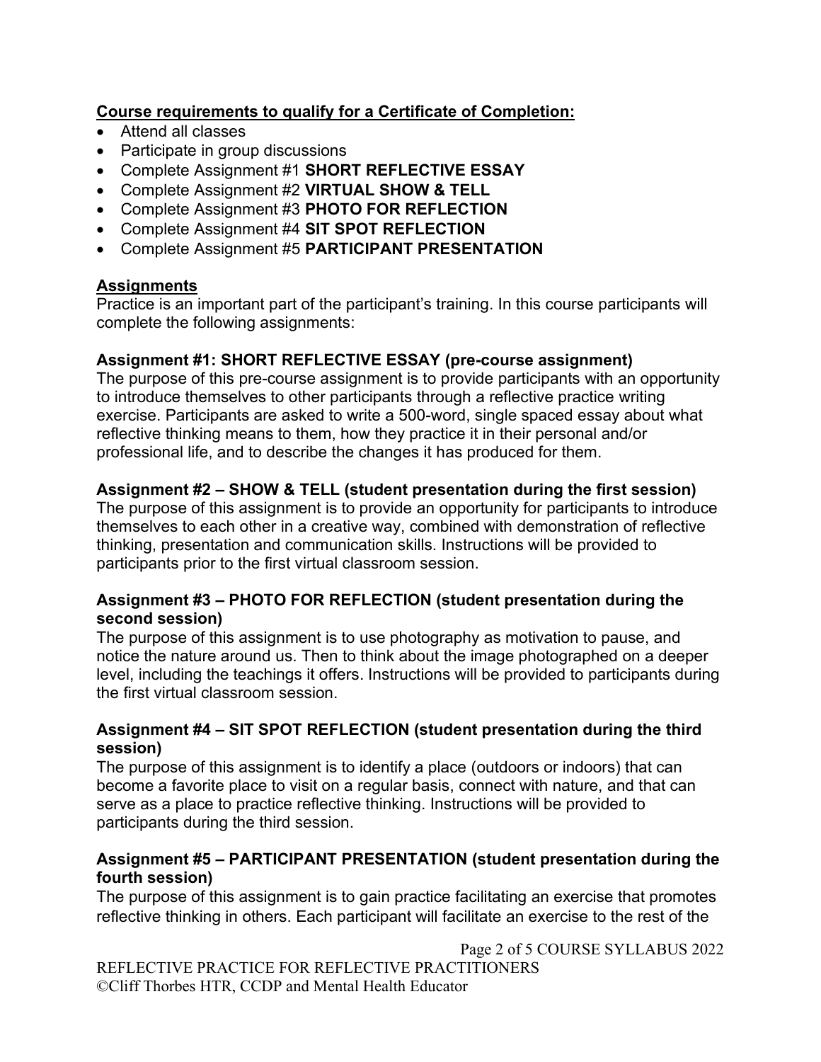**Course requirements to qualify for a Certificate of Completion:**

- Attend all classes
- Participate in group discussions
- Complete Assignment #1 **SHORT REFLECTIVE ESSAY**
- Complete Assignment #2 **VIRTUAL SHOW & TELL**
- Complete Assignment #3 **PHOTO FOR REFLECTION**
- Complete Assignment #4 **SIT SPOT REFLECTION**
- Complete Assignment #5 **PARTICIPANT PRESENTATION**

**Assignments**

Practice is an important part of the participant's training. In this course participants will complete the following assignments:

**Assignment #1: SHORT REFLECTIVE ESSAY (pre-course assignment)**

The purpose of this pre-course assignment is to provide participants with an opportunity to introduce themselves to other participants through a reflective practice writing exercise. Participants are asked to write a 500-word, single spaced essay about what reflective thinking means to them, how they practice it in their personal and/or professional life, and to describe the changes it has produced for them.

**Assignment #2 – SHOW & TELL (student presentation during the first session)**

The purpose of this assignment is to provide an opportunity for participants to introduce themselves to each other in a creative way, combined with demonstration of reflective thinking, presentation and communication skills. Instructions will be provided to participants prior to the first virtual classroom session.

**Assignment #3 – PHOTO FOR REFLECTION (student presentation during the second session)**

The purpose of this assignment is to use photography as motivation to pause, and notice the nature around us. Then to think about the image photographed on a deeper level, including the teachings it offers. Instructions will be provided to participants during the first virtual classroom session.

**Assignment #4 – SIT SPOT REFLECTION (student presentation during the third session)**

The purpose of this assignment is to identify a place (outdoors or indoors) that can become a favorite place to visit on a regular basis, connect with nature, and that can serve as a place to practice reflective thinking. Instructions will be provided to participants during the third session.

**Assignment #5 – PARTICIPANT PRESENTATION (student presentation during the fourth session)**

The purpose of this assignment is to gain practice facilitating an exercise that promotes reflective thinking in others. Each participant will facilitate an exercise to the rest of the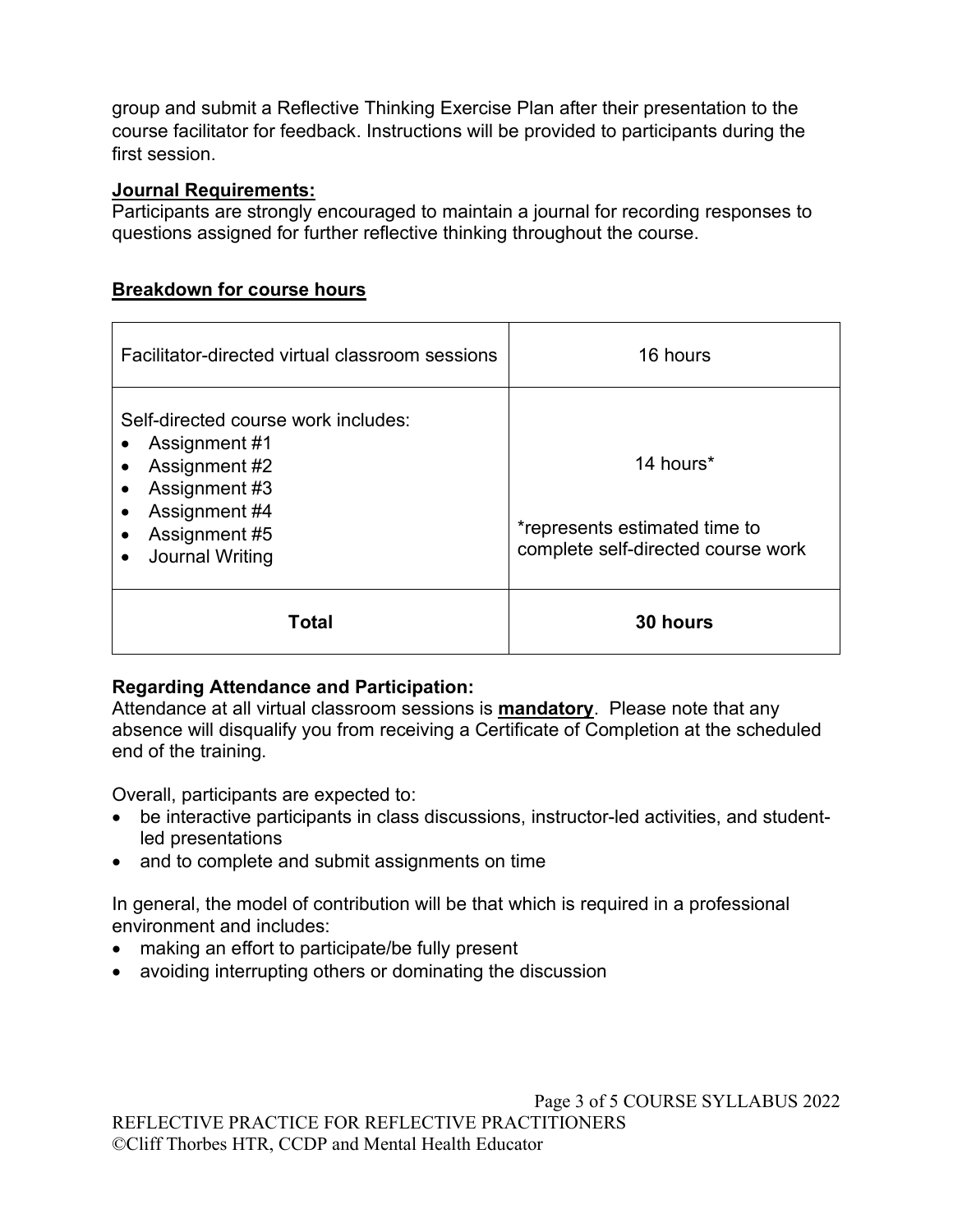group and submit a Reflective Thinking Exercise Plan after their presentation to the course facilitator for feedback. Instructions will be provided to participants during the first session.

**Journal Requirements:**
Participants are strongly encouraged to maintain a journal for recording responses to questions assigned for further reflective thinking throughout the course.

**Breakdown for course hours**

| | |
|---|---|
| Facilitator-directed virtual classroom sessions | 16 hours |
| Self-directed course work includes:<br>• Assignment #1<br>• Assignment #2<br>• Assignment #3<br>• Assignment #4<br>• Assignment #5<br>• Journal Writing | 14 hours*<br><br>*represents estimated time to complete self-directed course work |
| **Total** | **30 hours** |

**Regarding Attendance and Participation:**
Attendance at all virtual classroom sessions is **mandatory**. Please note that any absence will disqualify you from receiving a Certificate of Completion at the scheduled end of the training.

Overall, participants are expected to:

- be interactive participants in class discussions, instructor-led activities, and student-led presentations
- and to complete and submit assignments on time

In general, the model of contribution will be that which is required in a professional environment and includes:

- making an effort to participate/be fully present
- avoiding interrupting others or dominating the discussion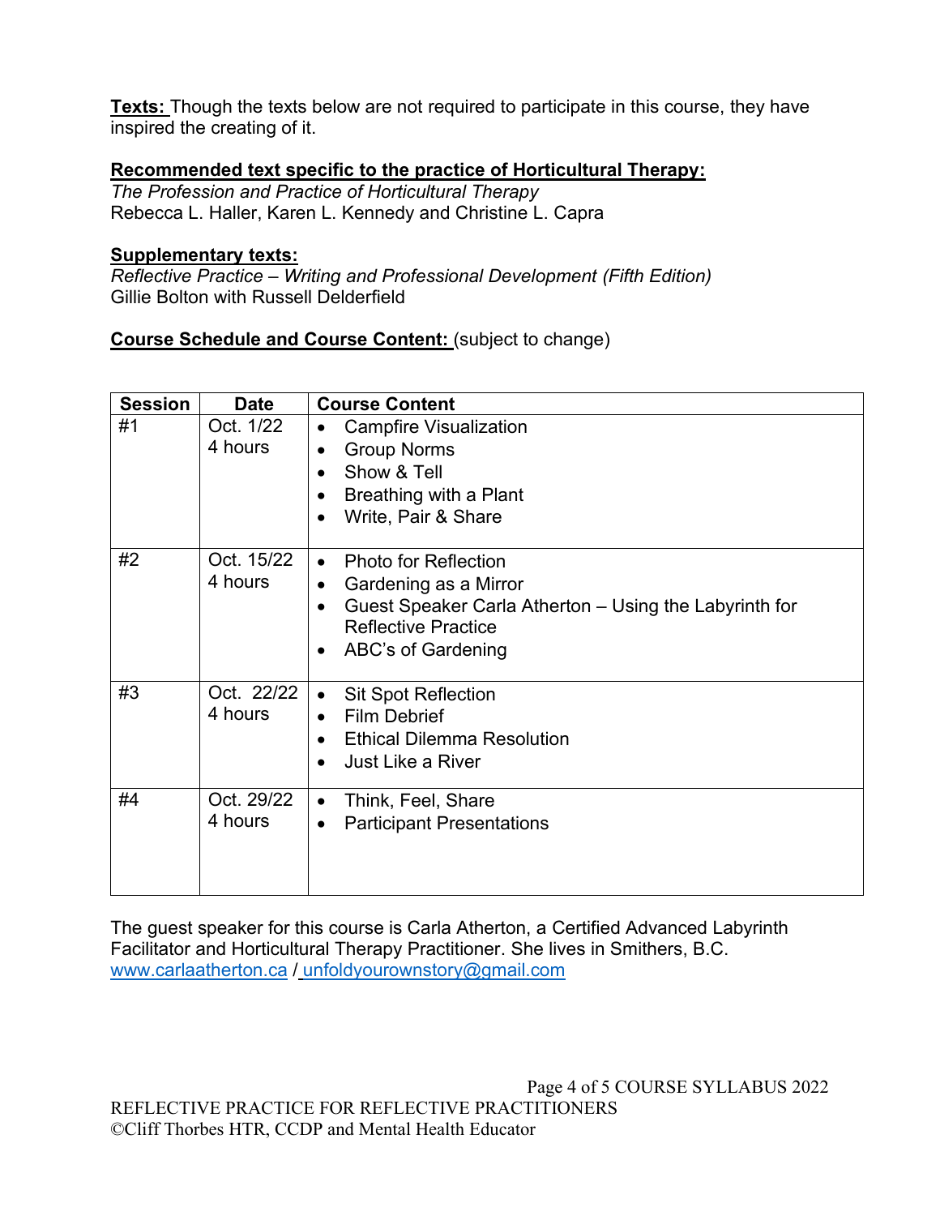**Texts:** Though the texts below are not required to participate in this course, they have inspired the creating of it.

**Recommended text specific to the practice of Horticultural Therapy:**
*The Profession and Practice of Horticultural Therapy*
Rebecca L. Haller, Karen L. Kennedy and Christine L. Capra

**Supplementary texts:**
*Reflective Practice – Writing and Professional Development (Fifth Edition)*
Gillie Bolton with Russell Delderfield

**Course Schedule and Course Content:** (subject to change)

| Session | Date | Course Content |
|---|---|---|
| #1 | Oct. 1/22<br>4 hours | • Campfire Visualization<br>• Group Norms<br>• Show & Tell<br>• Breathing with a Plant<br>• Write, Pair & Share |
| #2 | Oct. 15/22<br>4 hours | • Photo for Reflection<br>• Gardening as a Mirror<br>• Guest Speaker Carla Atherton – Using the Labyrinth for Reflective Practice<br>• ABC's of Gardening |
| #3 | Oct. 22/22<br>4 hours | • Sit Spot Reflection<br>• Film Debrief<br>• Ethical Dilemma Resolution<br>• Just Like a River |
| #4 | Oct. 29/22<br>4 hours | • Think, Feel, Share<br>• Participant Presentations |

The guest speaker for this course is Carla Atherton, a Certified Advanced Labyrinth Facilitator and Horticultural Therapy Practitioner. She lives in Smithers, B.C.
www.carlaatherton.ca / unfoldyourownstory@gmail.com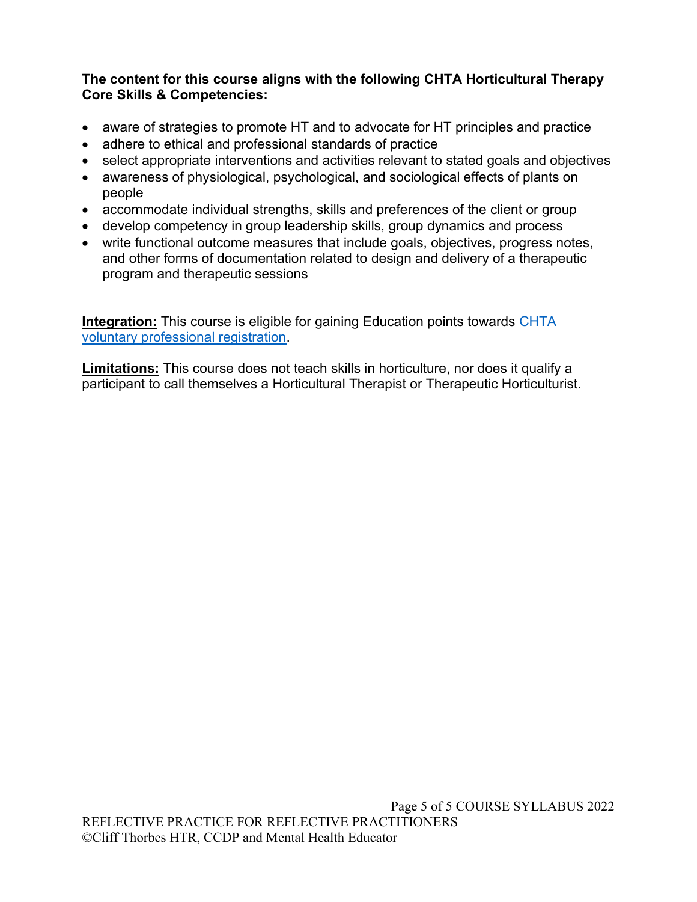**The content for this course aligns with the following CHTA Horticultural Therapy Core Skills & Competencies:**

- aware of strategies to promote HT and to advocate for HT principles and practice
- adhere to ethical and professional standards of practice
- select appropriate interventions and activities relevant to stated goals and objectives
- awareness of physiological, psychological, and sociological effects of plants on people
- accommodate individual strengths, skills and preferences of the client or group
- develop competency in group leadership skills, group dynamics and process
- write functional outcome measures that include goals, objectives, progress notes, and other forms of documentation related to design and delivery of a therapeutic program and therapeutic sessions

**Integration:** This course is eligible for gaining Education points towards CHTA voluntary professional registration.

**Limitations:** This course does not teach skills in horticulture, nor does it qualify a participant to call themselves a Horticultural Therapist or Therapeutic Horticulturist.